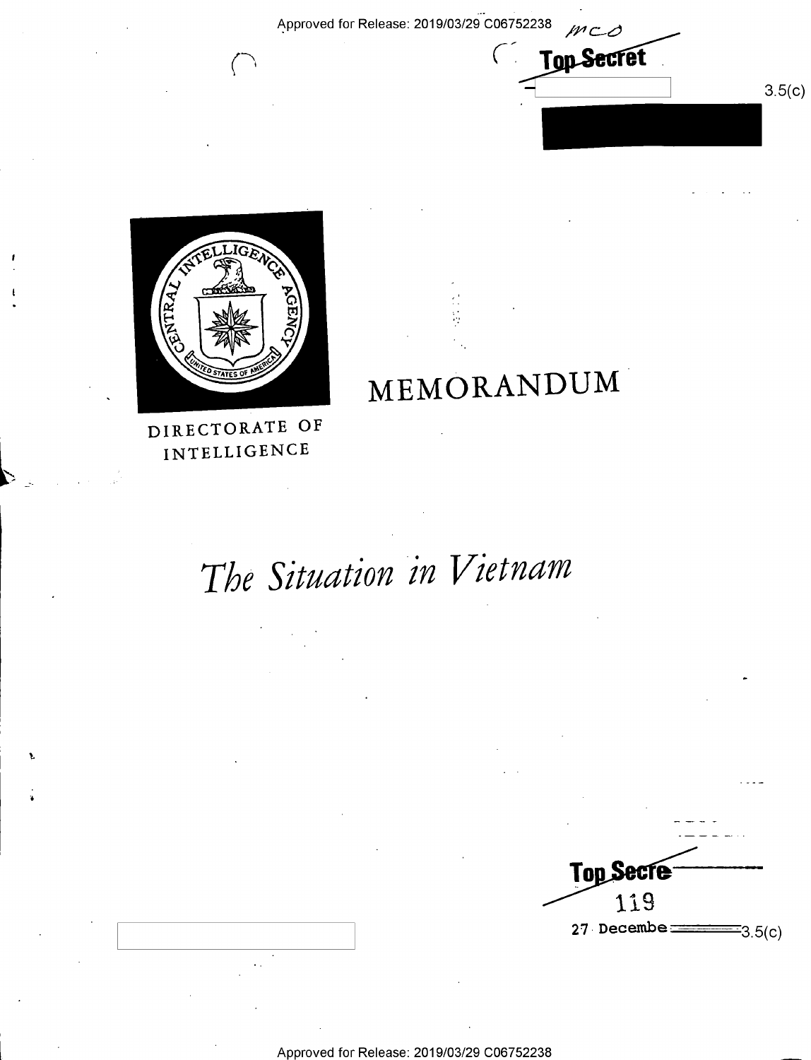Approved for Release: 2019/03/29 C06752238

Top Secret

3.5(c)

DIRECTORATE OF INTELLIGENCE

# MEMORANDUM

# *The Situation in Vietnam*

Top Secret

119

27 December 3.5(c)

Approved for Release: 2019/03/29 C06752238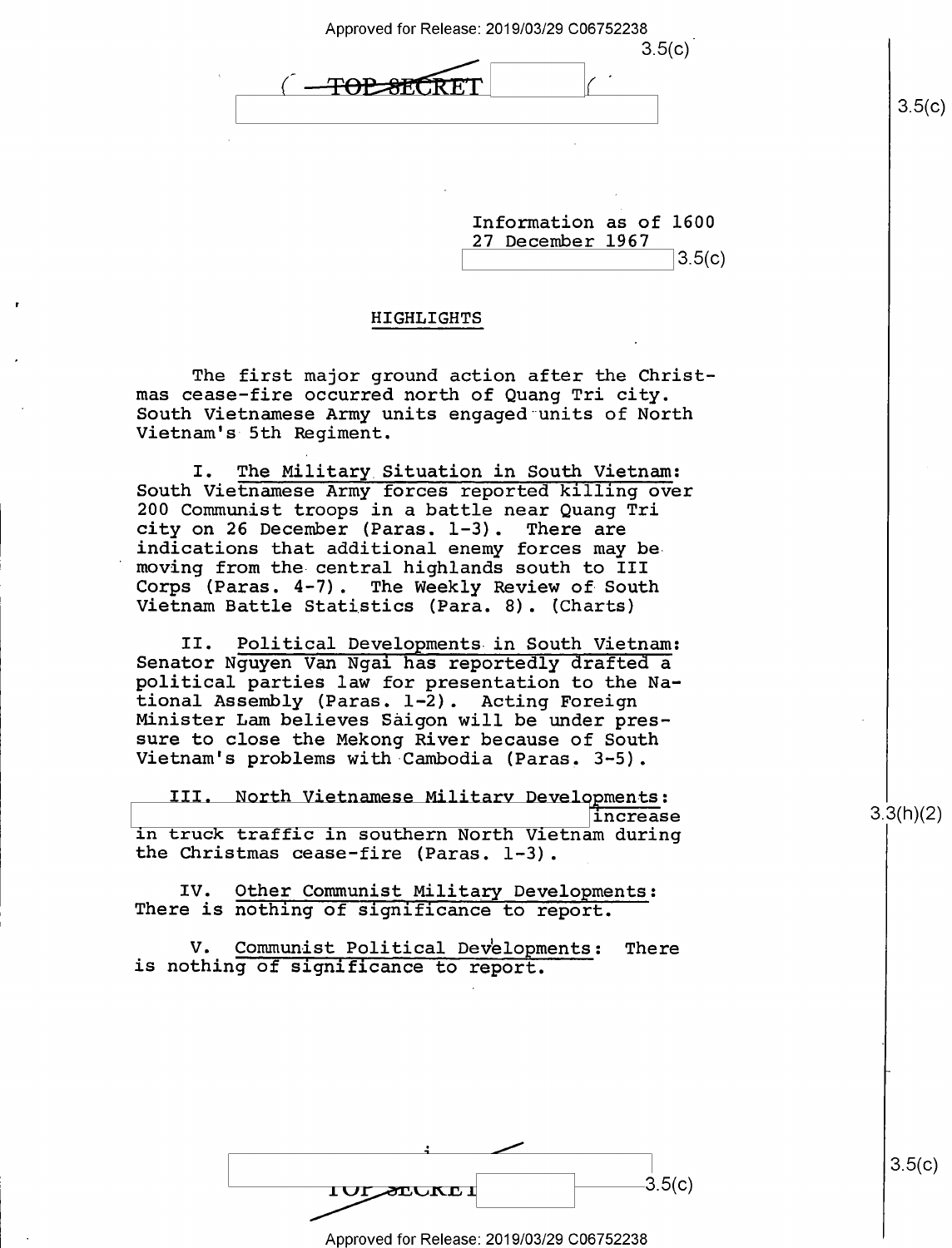Information as of 1600
27 December 1967

## HIGHLIGHTS

The first major ground action after the Christmas cease-fire occurred north of Quang Tri city. South Vietnamese Army units engaged units of North Vietnam's 5th Regiment.

I. The Military Situation in South Vietnam: South Vietnamese Army forces reported killing over 200 Communist troops in a battle near Quang Tri city on 26 December (Paras. 1-3). There are indications that additional enemy forces may be moving from the central highlands south to III Corps (Paras. 4-7). The Weekly Review of South Vietnam Battle Statistics (Para. 8). (Charts)

II. Political Developments in South Vietnam: Senator Nguyen Van Ngai has reportedly drafted a political parties law for presentation to the National Assembly (Paras. 1-2). Acting Foreign Minister Lam believes Saigon will be under pressure to close the Mekong River because of South Vietnam's problems with Cambodia (Paras. 3-5).

III. North Vietnamese Military Developments: increase in truck traffic in southern North Vietnam during the Christmas cease-fire (Paras. 1-3).

IV. Other Communist Military Developments: There is nothing of significance to report.

V. Communist Political Developments: There is nothing of significance to report.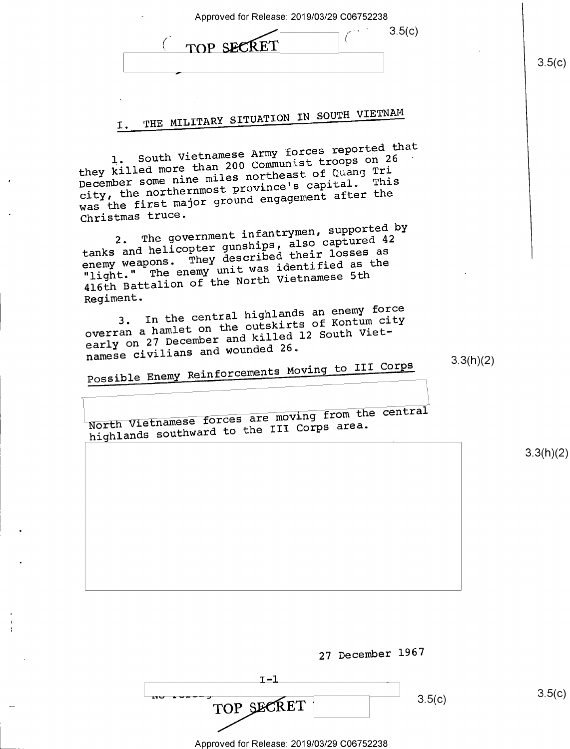# I. THE MILITARY SITUATION IN SOUTH VIETNAM

1. South Vietnamese Army forces reported that they killed more than 200 Communist troops on 26 December some nine miles northeast of Quang Tri city, the northernmost province's capital. This was the first major ground engagement after the Christmas truce.

2. The government infantrymen, supported by tanks and helicopter gunships, also captured 42 enemy weapons. They described their losses as "light." The enemy unit was identified as the 416th Battalion of the North Vietnamese 5th Regiment.

3. In the central highlands an enemy force overran a hamlet on the outskirts of Kontum city early on 27 December and killed 12 South Vietnamese civilians and wounded 26.

## Possible Enemy Reinforcements Moving to III Corps

North Vietnamese forces are moving from the central highlands southward to the III Corps area.

27 December 1967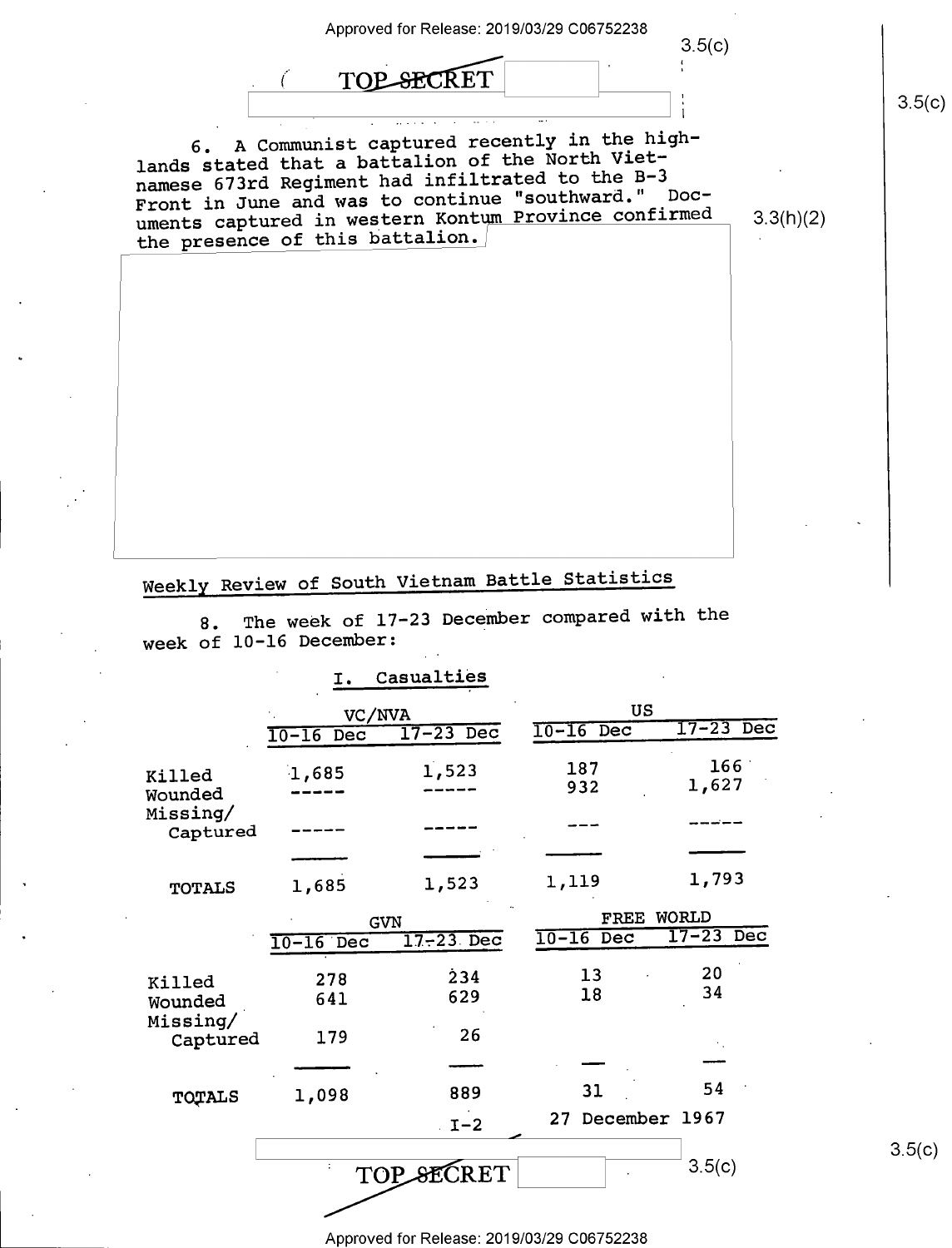6. A Communist captured recently in the highlands stated that a battalion of the North Vietnamese 673rd Regiment had infiltrated to the B-3 Front in June and was to continue "southward." Documents captured in western Kontum Province confirmed the presence of this battalion.

## Weekly Review of South Vietnam Battle Statistics

8. The week of 17-23 December compared with the week of 10-16 December:

### I. Casualties

| | VC/NVA | | US | |
|---|---|---|---|---|
| | 10-16 Dec | 17-23 Dec | 10-16 Dec | 17-23 Dec |
| Killed | 1,685 | 1,523 | 187 | 166 |
| Wounded | ----- | ----- | 932 | 1,627 |
| Missing/ Captured | ----- | ----- | --- | ----- |
| TOTALS | 1,685 | 1,523 | 1,119 | 1,793 |

| | GVN | | FREE WORLD | |
|---|---|---|---|---|
| | 10-16 Dec | 17-23 Dec | 10-16 Dec | 17-23 Dec |
| Killed | 278 | 234 | 13 | 20 |
| Wounded | 641 | 629 | 18 | 34 |
| Missing/ Captured | 179 | 26 | | |
| TOTALS | 1,098 | 889 | 31 | 54 |

I-2 27 December 1967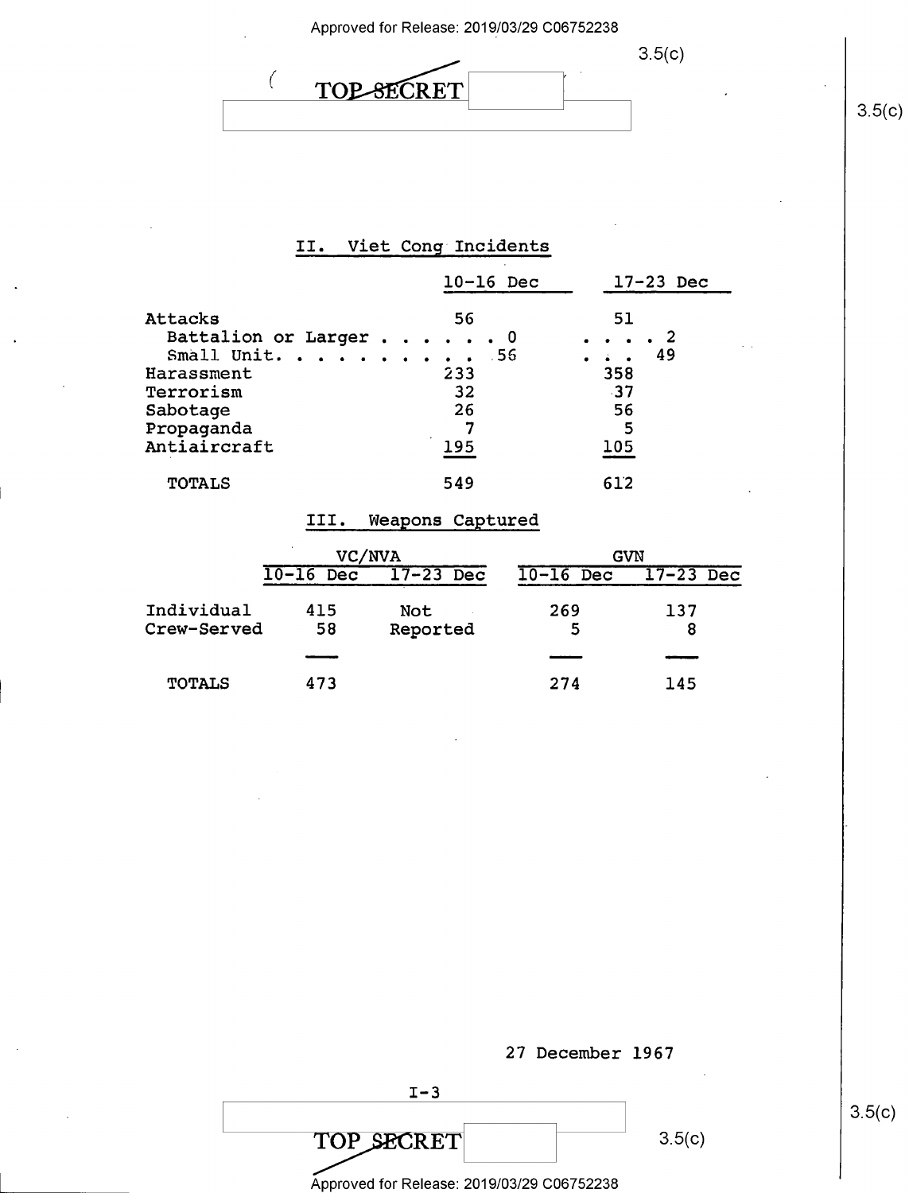## II. Viet Cong Incidents

| | 10-16 Dec | 17-23 Dec |
|---|---|---|
| Attacks | 56 | 51 |
| Battalion or Larger | 0 | 2 |
| Small Unit | 56 | 49 |
| Harassment | 233 | 358 |
| Terrorism | 32 | 37 |
| Sabotage | 26 | 56 |
| Propaganda | 7 | 5 |
| Antiaircraft | 195 | 105 |
| TOTALS | 549 | 612 |

## III. Weapons Captured

| | VC/NVA | | GVN | |
|---|---|---|---|---|
| | 10-16 Dec | 17-23 Dec | 10-16 Dec | 17-23 Dec |
| Individual | 415 | Not Reported | 269 | 137 |
| Crew-Served | 58 | | 5 | 8 |
| TOTALS | 473 | | 274 | 145 |

27 December 1967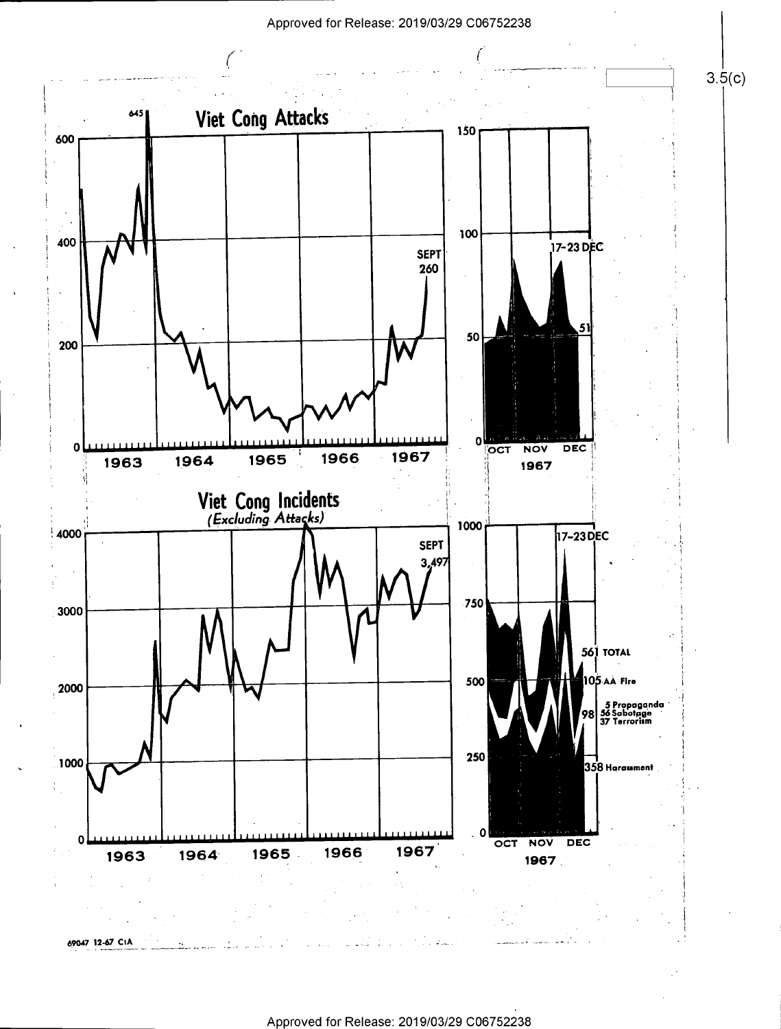# Viet Cong Attacks

645

SEPT 260

17-23 DEC

51

1963 1964 1965 1966 1967

OCT NOV DEC 1967

# Viet Cong Incidents

*(Excluding Attacks)*

SEPT 3,497

17-23 DEC

561 TOTAL

105 AA Fire

98 5 Propaganda 56 Sabotage 37 Terrorism

358 Harassment

1963 1964 1965 1966 1967

OCT NOV DEC 1967

69047 12-67 CIA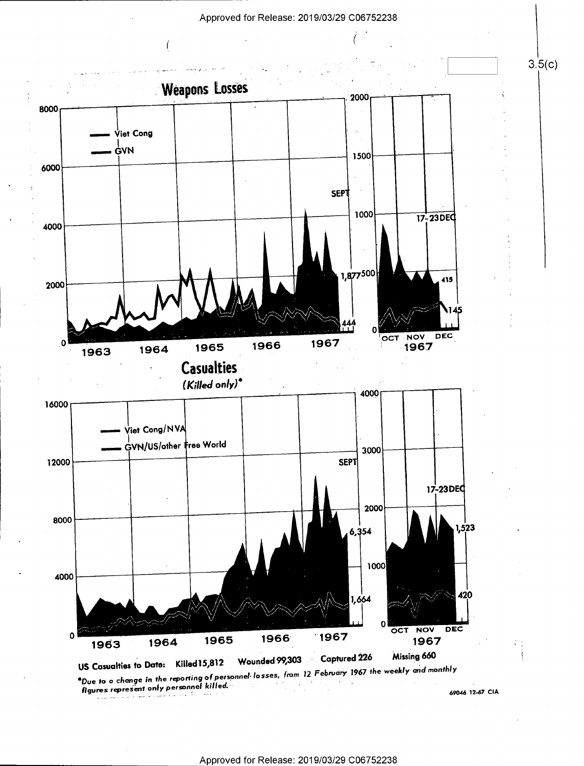3.5(c)

## Weapons Losses

- Viet Cong
- GVN

SEPT — 1,877 — 444

17-23 DEC — 415 — 145

OCT NOV DEC 1967

## Casualties

*(Killed only)**

- Viet Cong/NVA
- GVN/US/other Free World

SEPT — 6,354 — 1,664

17-23 DEC — 1,523 — 420

OCT NOV DEC 1967

**US Casualties to Date: Killed 15,812 Wounded 99,303 Captured 226 Missing 660**

**Due to a change in the reporting of personnel losses, from 12 February 1967 the weekly and monthly figures represent only personnel killed.*

69046 12-67 CIA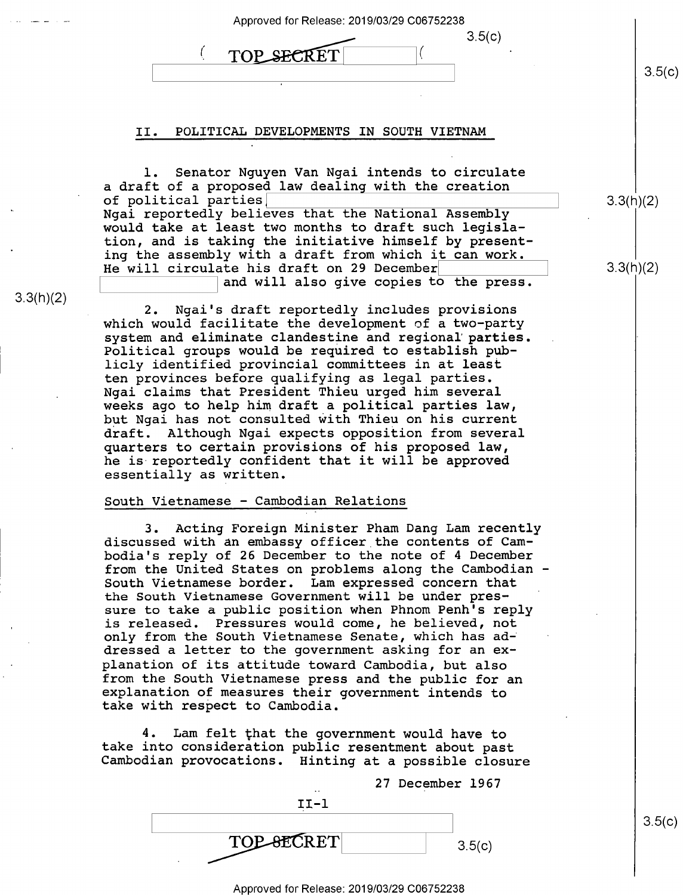## II. POLITICAL DEVELOPMENTS IN SOUTH VIETNAM

1. Senator Nguyen Van Ngai intends to circulate a draft of a proposed law dealing with the creation of political parties. Ngai reportedly believes that the National Assembly would take at least two months to draft such legislation, and is taking the initiative himself by presenting the assembly with a draft from which it can work. He will circulate his draft on 29 December and will also give copies to the press.

2. Ngai's draft reportedly includes provisions which would facilitate the development of a two-party system and eliminate clandestine and regional parties. Political groups would be required to establish publicly identified provincial committees in at least ten provinces before qualifying as legal parties. Ngai claims that President Thieu urged him several weeks ago to help him draft a political parties law, but Ngai has not consulted with Thieu on his current draft. Although Ngai expects opposition from several quarters to certain provisions of his proposed law, he is reportedly confident that it will be approved essentially as written.

### South Vietnamese - Cambodian Relations

3. Acting Foreign Minister Pham Dang Lam recently discussed with an embassy officer the contents of Cambodia's reply of 26 December to the note of 4 December from the United States on problems along the Cambodian - South Vietnamese border. Lam expressed concern that the South Vietnamese Government will be under pressure to take a public position when Phnom Penh's reply is released. Pressures would come, he believed, not only from the South Vietnamese Senate, which has addressed a letter to the government asking for an explanation of its attitude toward Cambodia, but also from the South Vietnamese press and the public for an explanation of measures their government intends to take with respect to Cambodia.

4. Lam felt that the government would have to take into consideration public resentment about past Cambodian provocations. Hinting at a possible closure

27 December 1967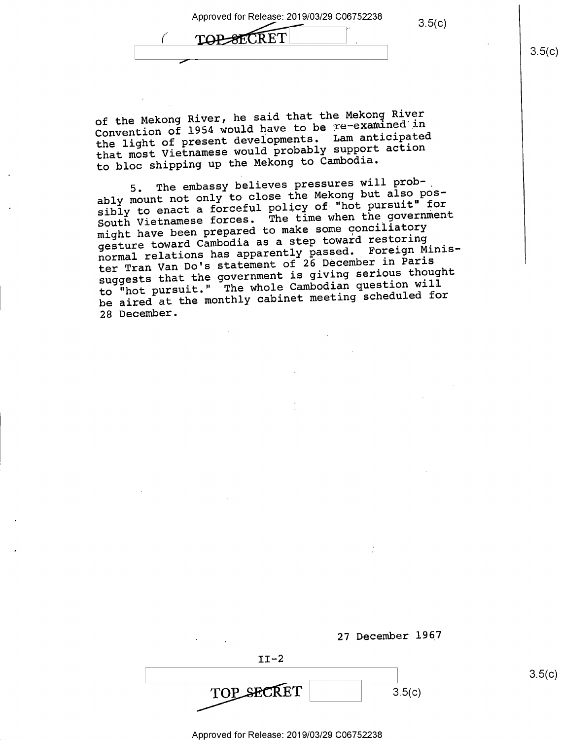of the Mekong River, he said that the Mekong River Convention of 1954 would have to be re-examined in the light of present developments. Lam anticipated that most Vietnamese would probably support action to bloc shipping up the Mekong to Cambodia.

5. The embassy believes pressures will probably mount not only to close the Mekong but also possibly to enact a forceful policy of "hot pursuit" for South Vietnamese forces. The time when the government might have been prepared to make some conciliatory gesture toward Cambodia as a step toward restoring normal relations has apparently passed. Foreign Minister Tran Van Do's statement of 26 December in Paris suggests that the government is giving serious thought to "hot pursuit." The whole Cambodian question will be aired at the monthly cabinet meeting scheduled for 28 December.

27 December 1967

II-2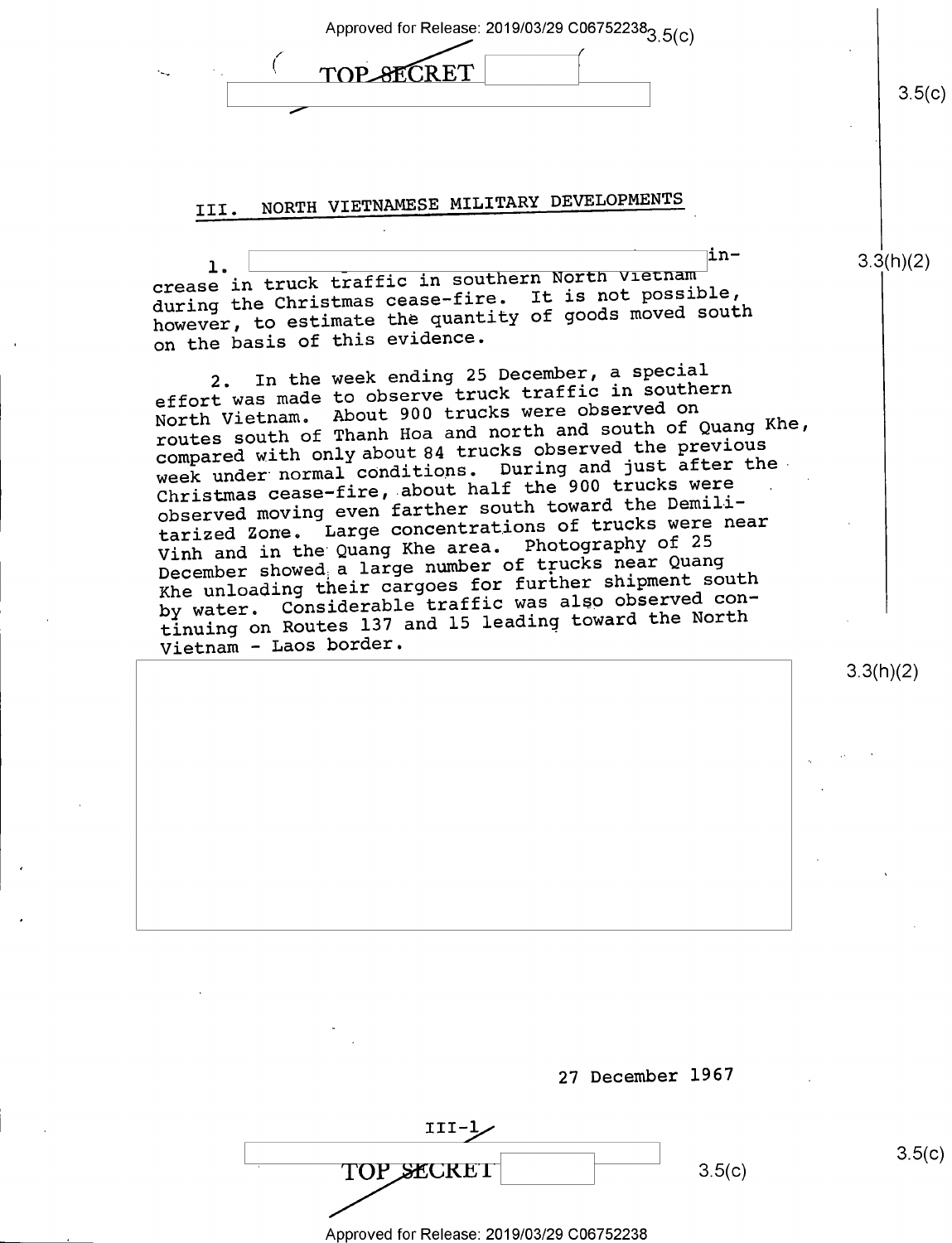## III. NORTH VIETNAMESE MILITARY DEVELOPMENTS

1. in-crease in truck traffic in southern North Vietnam during the Christmas cease-fire. It is not possible, however, to estimate the quantity of goods moved south on the basis of this evidence.

2. In the week ending 25 December, a special effort was made to observe truck traffic in southern North Vietnam. About 900 trucks were observed on routes south of Thanh Hoa and north and south of Quang Khe, compared with only about 84 trucks observed the previous week under normal conditions. During and just after the Christmas cease-fire, about half the 900 trucks were observed moving even farther south toward the Demilitarized Zone. Large concentrations of trucks were near Vinh and in the Quang Khe area. Photography of 25 December showed a large number of trucks near Quang Khe unloading their cargoes for further shipment south by water. Considerable traffic was also observed continuing on Routes 137 and 15 leading toward the North Vietnam - Laos border.

27 December 1967

III-1